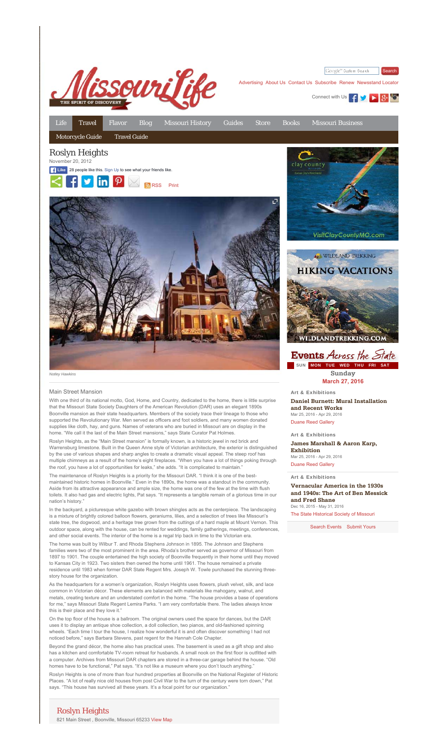# Roslyn Heights

November 20, 2012

28 people like this. Sign Up to see what your friends like.

RSS Print

*Notley Hawkins*

## Main Street Mansion

With one third of its national motto, God, Home, and Country, dedicated to the home, there is little surprise that the Missouri State Society Daughters of the American Revolution (DAR) uses an elegant 1890s Boonville mansion as their state headquarters. Members of the society trace their lineage to those who supported the Revolutionary War. Men served as officers and foot soldiers, and many women donated supplies like cloth, hay, and guns. Names of veterans who are buried in Missouri are on display in the home. "We call it the last of the Main Street mansions," says State Curator Pat Holmes.

Roslyn Heights, as the "Main Street mansion" is formally known, is a historic jewel in red brick and Warrensburg limestone. Built in the Queen Anne style of Victorian architecture, the exterior is distinguished by the use of various shapes and sharp angles to create a dramatic visual appeal. The steep roof has multiple chimneys as a result of the home's eight fireplaces. "When you have a lot of things poking through the roof, you have a lot of opportunities for leaks," she adds. "It is complicated to maintain."

The maintenance of Roslyn Heights is a priority for the Missouri DAR. "I think it is one of the best-maintained historic homes in Boonville." Even in the 1890s, the home was a standout in the community. Aside from its attractive appearance and ample size, the home was one of the few at the time with flush toilets. It also had gas and electric lights, Pat says. "It represents a tangible remain of a glorious time in our nation's history."

In the backyard, a picturesque white gazebo with brown shingles acts as the centerpiece. The landscaping is a mixture of brightly colored balloon flowers, geraniums, lilies, and a selection of trees like Missouri's state tree, the dogwood, and a heritage tree grown from the cuttings of a hard maple at Mount Vernon. This outdoor space, along with the house, can be rented for weddings, family gatherings, meetings, conferences, and other social events. The interior of the home is a regal trip back in time to the Victorian era.

The home was built by Wilbur T. and Rhoda Stephens Johnson in 1895. The Johnson and Stephens families were two of the most prominent in the area. Rhoda's brother served as governor of Missouri from 1897 to 1901. The couple entertained the high society of Boonville frequently in their home until they moved to Kansas City in 1923. Two sisters then owned the home until 1961. The house remained a private residence until 1983 when former DAR State Regent Mrs. Joseph W. Towle purchased the stunning three-story house for the organization.

As the headquarters for a women's organization, Roslyn Heights uses flowers, plush velvet, silk, and lace common in Victorian décor. These elements are balanced with materials like mahogany, walnut, and metals, creating texture and an understated comfort in the home. "The house provides a base of operations for me," says Missouri State Regent Lemira Parks. "I am very comfortable there. The ladies always know this is their place and they love it."

On the top floor of the house is a ballroom. The original owners used the space for dances, but the DAR uses it to display an antique shoe collection, a doll collection, two pianos, and old-fashioned spinning wheels. "Each time I tour the house, I realize how wonderful it is and often discover something I had not noticed before," says Barbara Stevens, past regent for the Hannah Cole Chapter.

Beyond the grand décor, the home also has practical uses. The basement is used as a gift shop and also has a kitchen and comfortable TV-room retreat for husbands. A small nook on the first floor is outfitted with a computer. Archives from Missouri DAR chapters are stored in a three-car garage behind the house. "Old homes have to be functional," Pat says. "It's not like a museum where you don't touch anything."

Roslyn Heights is one of more than four hundred properties at Boonville on the National Register of Historic Places. "A lot of really nice old houses from post Civil War to the turn of the century were torn down," Pat says. "This house has survived all these years. It's a focal point for our organization."

## Roslyn Heights

821 Main Street , Boonville, Missouri 65233 View Map

---

## Events Across the State

SUN MON TUE WED THU FRI SAT

**Sunday**
**March 27, 2016**

Art & Exhibitions

**Daniel Burnett: Mural Installation and Recent Works**
Mar 25, 2016 - Apr 29, 2016
Duane Reed Gallery

Art & Exhibitions

**James Marshall & Aaron Karp, Exhibition**
Mar 25, 2016 - Apr 29, 2016
Duane Reed Gallery

Art & Exhibitions

**Vernacular America in the 1930s and 1940s: The Art of Ben Messick and Fred Shane**
Dec 16, 2015 - May 31, 2016
The State Historical Society of Missouri

Search Events Submit Yours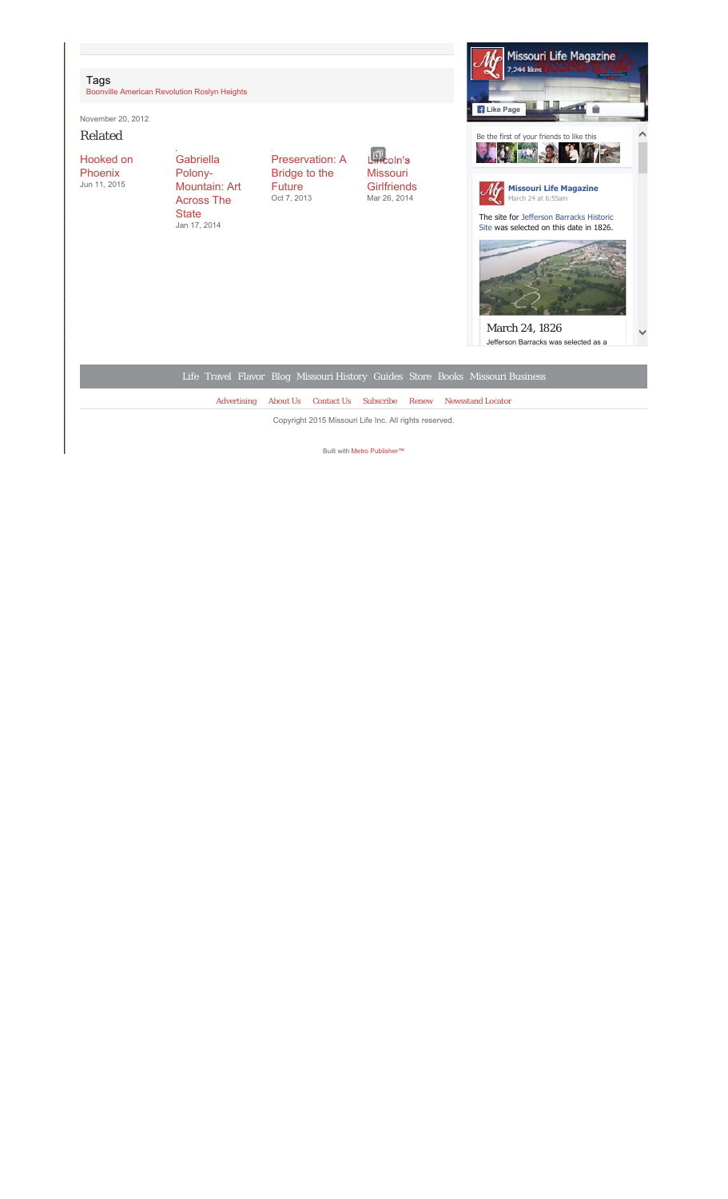Tags

Boonville American Revolution Roslyn Heights

November 20, 2012

## Related

Hooked on Phoenix
Jun 11, 2015

Gabriella Polony-Mountain: Art Across The State
Jan 17, 2014

Preservation: A Bridge to the Future
Oct 7, 2013

Lincoln's Missouri Girlfriends
Mar 26, 2014

Missouri Life Magazine
7,244 likes

Like Page

Be the first of your friends to like this

Missouri Life Magazine
March 24 at 6:55am

The site for Jefferson Barracks Historic Site was selected on this date in 1826.

March 24, 1826

Jefferson Barracks was selected as a

Life Travel Flavor Blog Missouri History Guides Store Books Missouri Business

Advertising About Us Contact Us Subscribe Renew Newsstand Locator

Copyright 2015 Missouri Life Inc. All rights reserved.

Built with Metro Publisher™